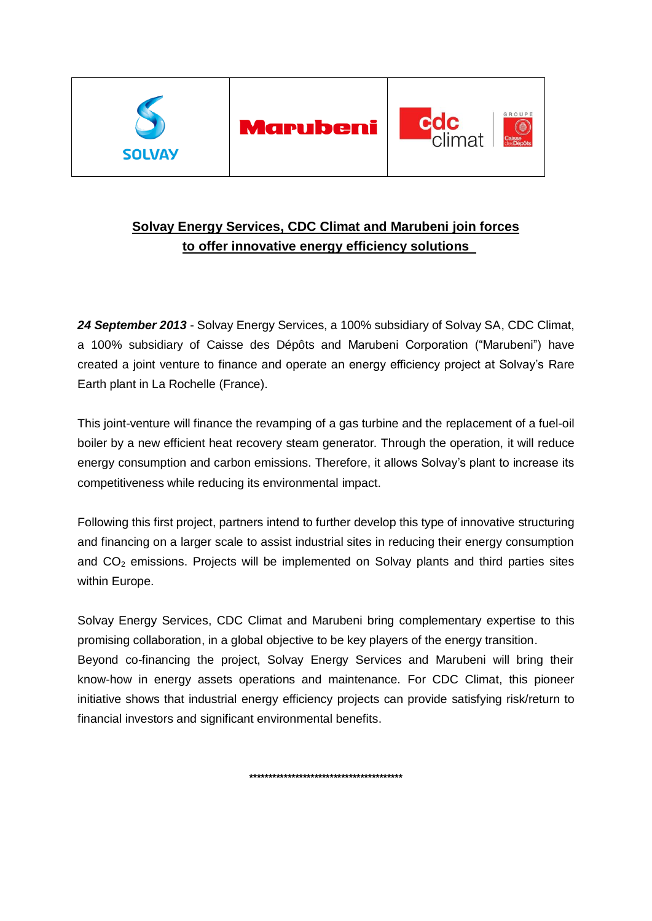**Solvay Energy Services, CDC Climat and Marubeni join forces to offer innovative energy efficiency solutions**

***24 September 2013*** - Solvay Energy Services, a 100% subsidiary of Solvay SA, CDC Climat, a 100% subsidiary of Caisse des Dépôts and Marubeni Corporation ("Marubeni") have created a joint venture to finance and operate an energy efficiency project at Solvay's Rare Earth plant in La Rochelle (France).

This joint-venture will finance the revamping of a gas turbine and the replacement of a fuel-oil boiler by a new efficient heat recovery steam generator. Through the operation, it will reduce energy consumption and carbon emissions. Therefore, it allows Solvay's plant to increase its competitiveness while reducing its environmental impact.

Following this first project, partners intend to further develop this type of innovative structuring and financing on a larger scale to assist industrial sites in reducing their energy consumption and $CO_2$ emissions. Projects will be implemented on Solvay plants and third parties sites within Europe.

Solvay Energy Services, CDC Climat and Marubeni bring complementary expertise to this promising collaboration, in a global objective to be key players of the energy transition.
Beyond co-financing the project, Solvay Energy Services and Marubeni will bring their know-how in energy assets operations and maintenance. For CDC Climat, this pioneer initiative shows that industrial energy efficiency projects can provide satisfying risk/return to financial investors and significant environmental benefits.

\*\*\*\*\*\*\*\*\*\*\*\*\*\*\*\*\*\*\*\*\*\*\*\*\*\*\*\*\*\*\*\*\*\*\*\*\*\*\*\*\*\*\*\*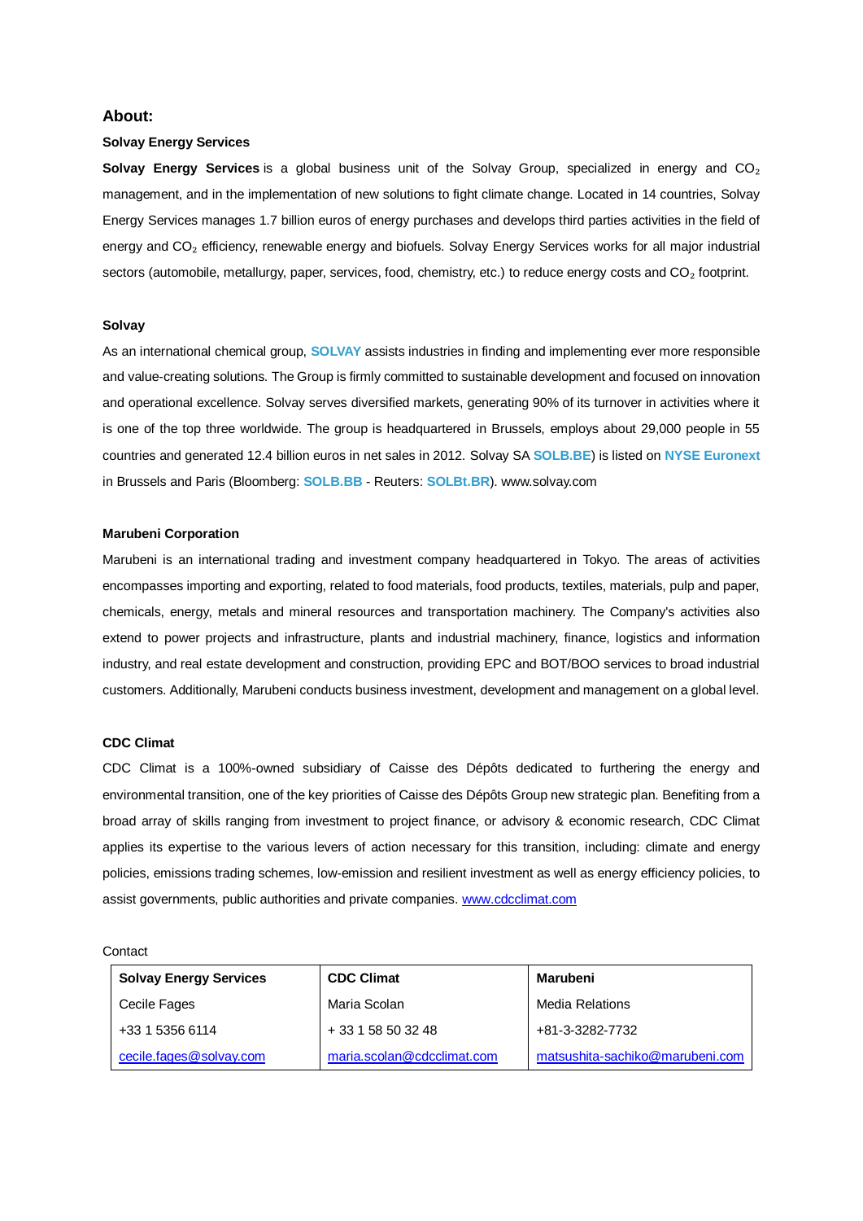## About:

### Solvay Energy Services

**Solvay Energy Services** is a global business unit of the Solvay Group, specialized in energy and $CO_2$ management, and in the implementation of new solutions to fight climate change. Located in 14 countries, Solvay Energy Services manages 1.7 billion euros of energy purchases and develops third parties activities in the field of energy and $CO_2$ efficiency, renewable energy and biofuels. Solvay Energy Services works for all major industrial sectors (automobile, metallurgy, paper, services, food, chemistry, etc.) to reduce energy costs and $CO_2$ footprint.

### Solvay

As an international chemical group, **SOLVAY** assists industries in finding and implementing ever more responsible and value-creating solutions. The Group is firmly committed to sustainable development and focused on innovation and operational excellence. Solvay serves diversified markets, generating 90% of its turnover in activities where it is one of the top three worldwide. The group is headquartered in Brussels, employs about 29,000 people in 55 countries and generated 12.4 billion euros in net sales in 2012. Solvay SA **SOLB.BE**) is listed on **NYSE Euronext** in Brussels and Paris (Bloomberg: **SOLB.BB** - Reuters: **SOLBt.BR**). www.solvay.com

### Marubeni Corporation

Marubeni is an international trading and investment company headquartered in Tokyo. The areas of activities encompasses importing and exporting, related to food materials, food products, textiles, materials, pulp and paper, chemicals, energy, metals and mineral resources and transportation machinery. The Company's activities also extend to power projects and infrastructure, plants and industrial machinery, finance, logistics and information industry, and real estate development and construction, providing EPC and BOT/BOO services to broad industrial customers. Additionally, Marubeni conducts business investment, development and management on a global level.

### CDC Climat

CDC Climat is a 100%-owned subsidiary of Caisse des Dépôts dedicated to furthering the energy and environmental transition, one of the key priorities of Caisse des Dépôts Group new strategic plan. Benefiting from a broad array of skills ranging from investment to project finance, or advisory & economic research, CDC Climat applies its expertise to the various levers of action necessary for this transition, including: climate and energy policies, emissions trading schemes, low-emission and resilient investment as well as energy efficiency policies, to assist governments, public authorities and private companies. www.cdcclimat.com

Contact

| **Solvay Energy Services** | **CDC Climat** | **Marubeni** |
|---|---|---|
| Cecile Fages | Maria Scolan | Media Relations |
| +33 1 5356 6114 | + 33 1 58 50 32 48 | +81-3-3282-7732 |
| cecile.fages@solvay.com | maria.scolan@cdcclimat.com | matsushita-sachiko@marubeni.com |